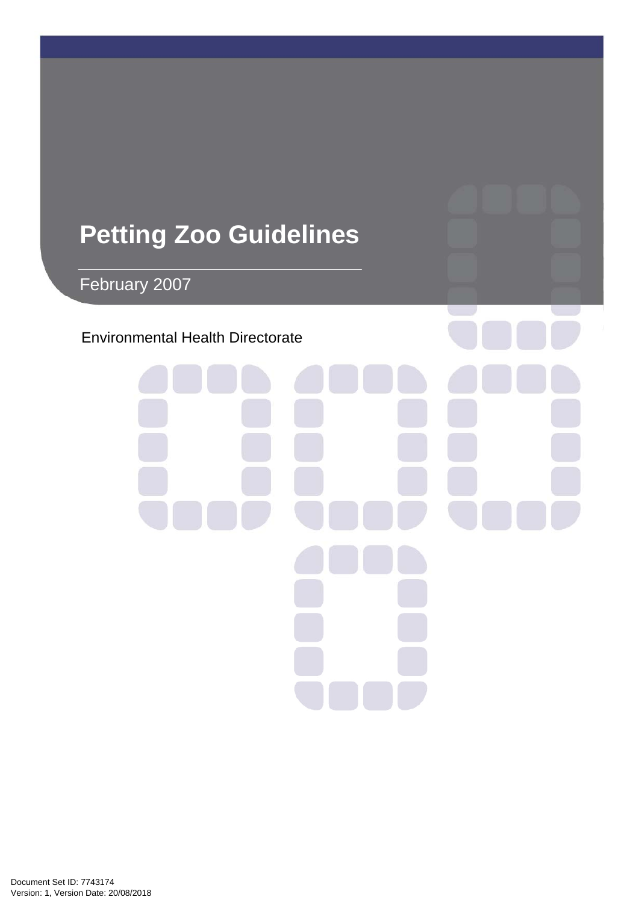# Petting Zoo Guidelines

February 2007

Environmental Health Directorate

Document Set ID: 7743174
Version: 1, Version Date: 20/08/2018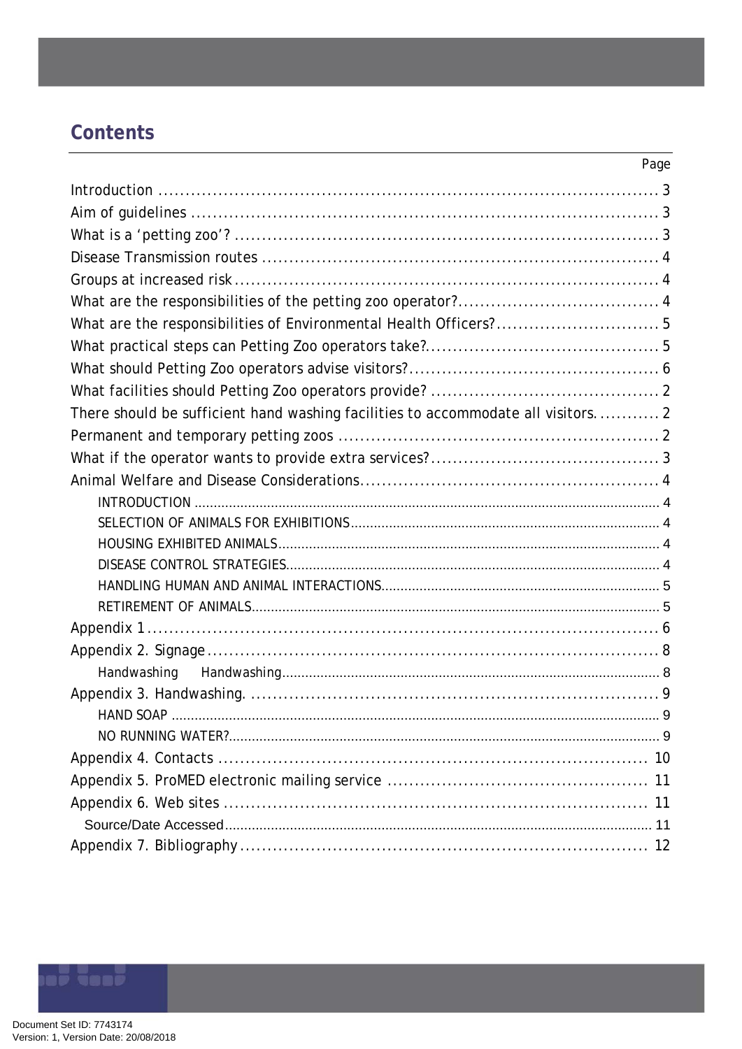# Contents

| | Page |
|---|---|
| Introduction | 3 |
| Aim of guidelines | 3 |
| What is a 'petting zoo'? | 3 |
| Disease Transmission routes | 4 |
| Groups at increased risk | 4 |
| What are the responsibilities of the petting zoo operator? | 4 |
| What are the responsibilities of Environmental Health Officers? | 5 |
| What practical steps can Petting Zoo operators take? | 5 |
| What should Petting Zoo operators advise visitors? | 6 |
| What facilities should Petting Zoo operators provide? | 2 |
| There should be sufficient hand washing facilities to accommodate all visitors. | 2 |
| Permanent and temporary petting zoos | 2 |
| What if the operator wants to provide extra services? | 3 |
| Animal Welfare and Disease Considerations | 4 |
| INTRODUCTION | 4 |
| SELECTION OF ANIMALS FOR EXHIBITIONS | 4 |
| HOUSING EXHIBITED ANIMALS | 4 |
| DISEASE CONTROL STRATEGIES | 4 |
| HANDLING HUMAN AND ANIMAL INTERACTIONS | 5 |
| RETIREMENT OF ANIMALS | 5 |
| Appendix 1 | 6 |
| Appendix 2. Signage | 8 |
| Handwashing Handwashing | 8 |
| Appendix 3. Handwashing. | 9 |
| HAND SOAP | 9 |
| NO RUNNING WATER? | 9 |
| Appendix 4. Contacts | 10 |
| Appendix 5. ProMED electronic mailing service | 11 |
| Appendix 6. Web sites | 11 |
| Source/Date Accessed | 11 |
| Appendix 7. Bibliography | 12 |

Document Set ID: 7743174
Version: 1, Version Date: 20/08/2018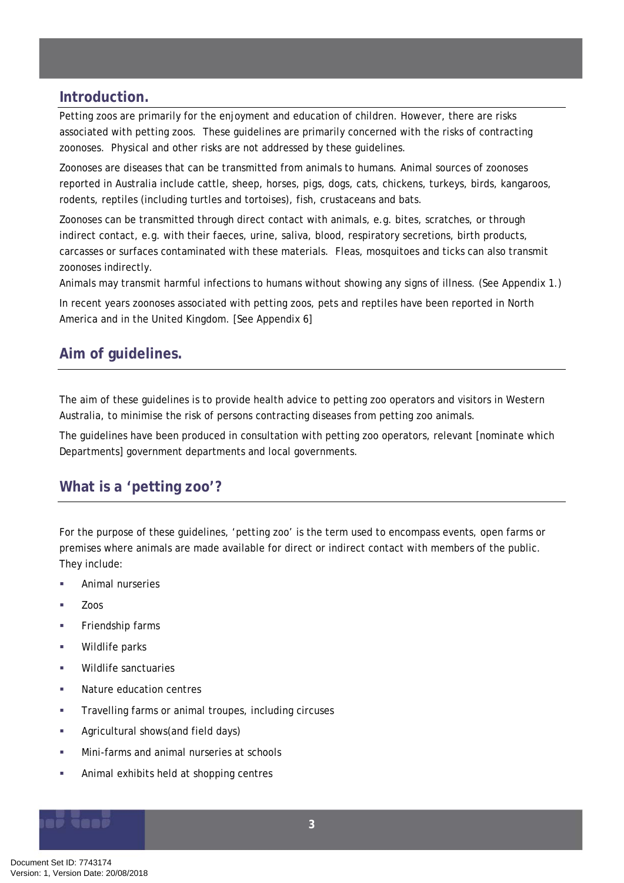## Introduction.

Petting zoos are primarily for the enjoyment and education of children. However, there are risks associated with petting zoos. These guidelines are primarily concerned with the risks of contracting zoonoses. Physical and other risks are not addressed by these guidelines.

Zoonoses are diseases that can be transmitted from animals to humans. Animal sources of zoonoses reported in Australia include cattle, sheep, horses, pigs, dogs, cats, chickens, turkeys, birds, kangaroos, rodents, reptiles (including turtles and tortoises), fish, crustaceans and bats.

Zoonoses can be transmitted through direct contact with animals, e.g. bites, scratches, or through indirect contact, e.g. with their faeces, urine, saliva, blood, respiratory secretions, birth products, carcasses or surfaces contaminated with these materials. Fleas, mosquitoes and ticks can also transmit zoonoses indirectly.

Animals may transmit harmful infections to humans without showing any signs of illness. (See Appendix 1.)

In recent years zoonoses associated with petting zoos, pets and reptiles have been reported in North America and in the United Kingdom. [See Appendix 6]

## Aim of guidelines.

The aim of these guidelines is to provide health advice to petting zoo operators and visitors in Western Australia, to minimise the risk of persons contracting diseases from petting zoo animals.

The guidelines have been produced in consultation with petting zoo operators, relevant [nominate which Departments] government departments and local governments.

## What is a 'petting zoo'?

For the purpose of these guidelines, 'petting zoo' is the term used to encompass events, open farms or premises where animals are made available for direct or indirect contact with members of the public. They include:

- Animal nurseries
- Zoos
- Friendship farms
- Wildlife parks
- Wildlife sanctuaries
- Nature education centres
- Travelling farms or animal troupes, including circuses
- Agricultural shows(and field days)
- Mini-farms and animal nurseries at schools
- Animal exhibits held at shopping centres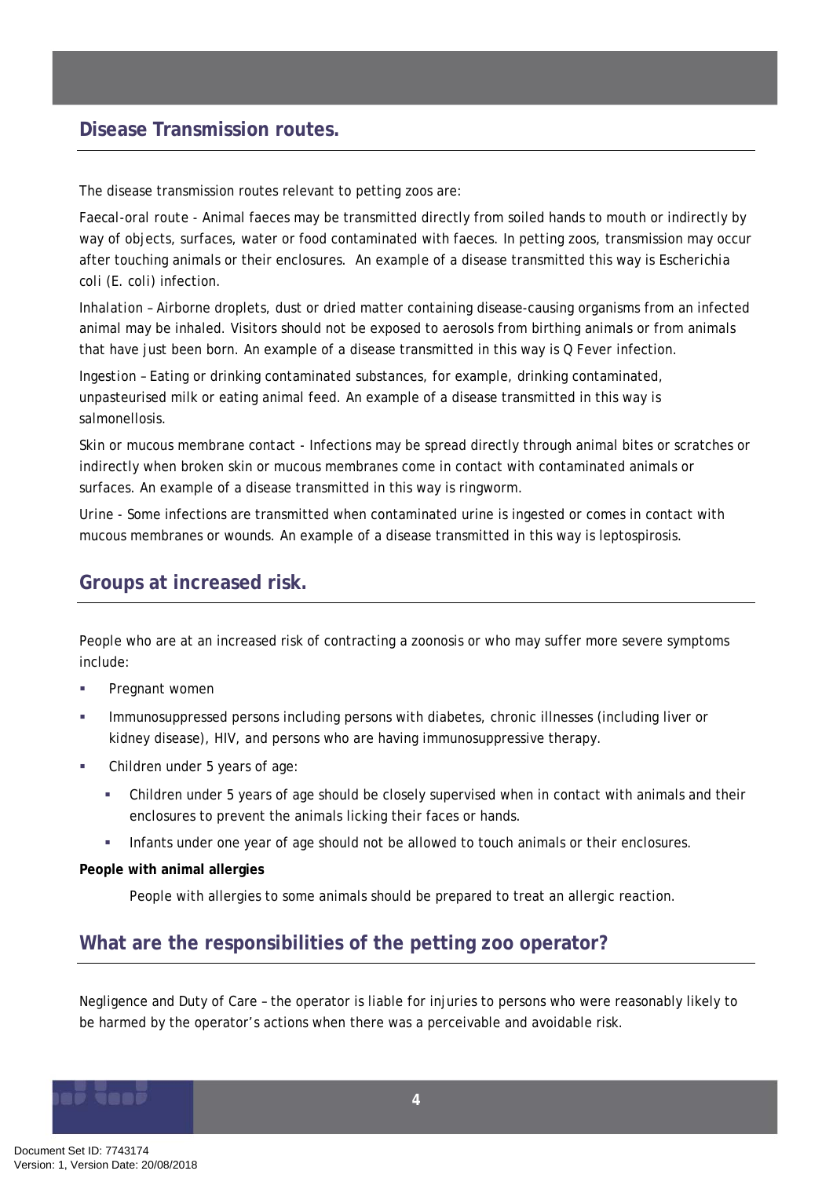## Disease Transmission routes.

The disease transmission routes relevant to petting zoos are:

Faecal-oral route - Animal faeces may be transmitted directly from soiled hands to mouth or indirectly by way of objects, surfaces, water or food contaminated with faeces. In petting zoos, transmission may occur after touching animals or their enclosures. An example of a disease transmitted this way is *Escherichia coli* (*E. coli*) infection.

Inhalation – Airborne droplets, dust or dried matter containing disease-causing organisms from an infected animal may be inhaled. Visitors should not be exposed to aerosols from birthing animals or from animals that have just been born. An example of a disease transmitted in this way is Q Fever infection.

Ingestion – Eating or drinking contaminated substances, for example, drinking contaminated, unpasteurised milk or eating animal feed. An example of a disease transmitted in this way is salmonellosis.

Skin or mucous membrane contact - Infections may be spread directly through animal bites or scratches or indirectly when broken skin or mucous membranes come in contact with contaminated animals or surfaces. An example of a disease transmitted in this way is ringworm.

Urine - Some infections are transmitted when contaminated urine is ingested or comes in contact with mucous membranes or wounds. An example of a disease transmitted in this way is leptospirosis.

## Groups at increased risk.

People who are at an increased risk of contracting a zoonosis or who may suffer more severe symptoms include:

- Pregnant women
- Immunosuppressed persons including persons with diabetes, chronic illnesses (including liver or kidney disease), HIV, and persons who are having immunosuppressive therapy.
- Children under 5 years of age:
  - Children under 5 years of age should be closely supervised when in contact with animals and their enclosures to prevent the animals licking their faces or hands.
  - Infants under one year of age should not be allowed to touch animals or their enclosures.

**People with animal allergies**

People with allergies to some animals should be prepared to treat an allergic reaction.

## What are the responsibilities of the petting zoo operator?

Negligence and Duty of Care – the operator is liable for injuries to persons who were reasonably likely to be harmed by the operator's actions when there was a perceivable and avoidable risk.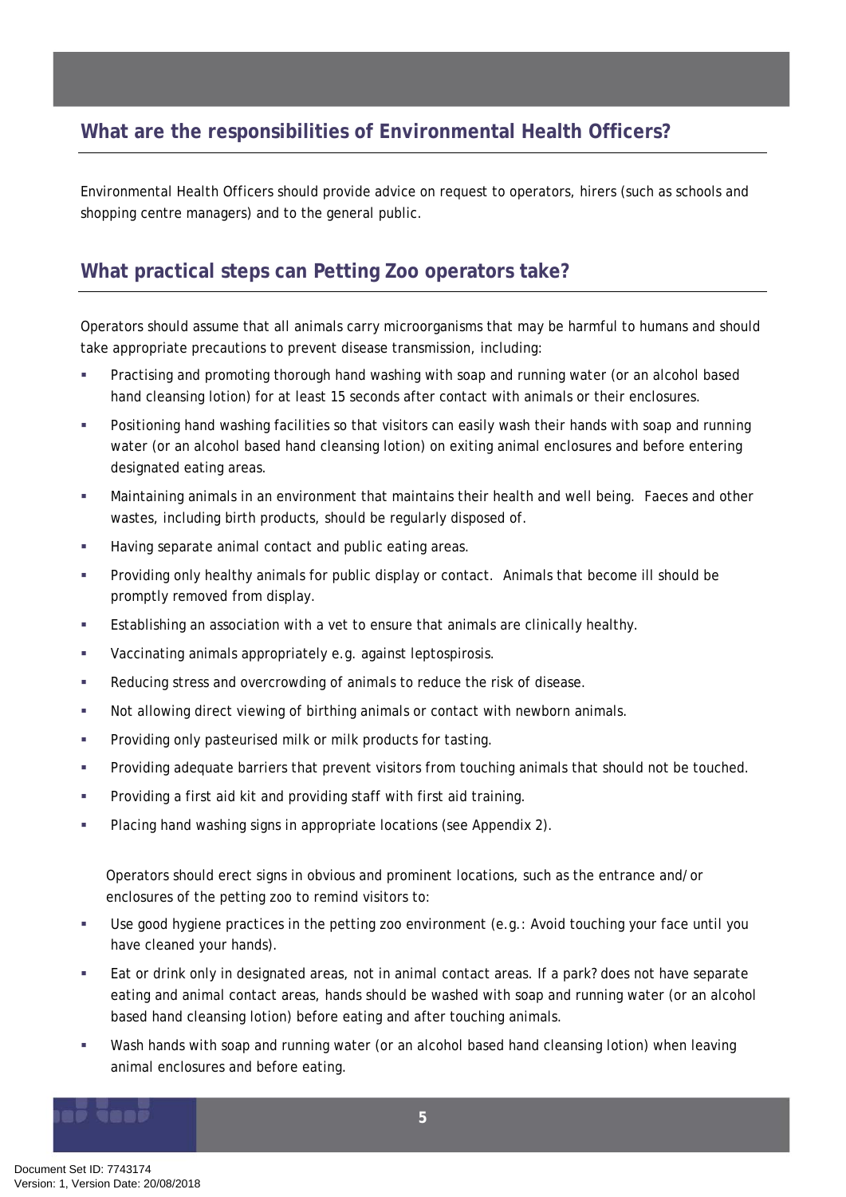## What are the responsibilities of Environmental Health Officers?

Environmental Health Officers should provide advice on request to operators, hirers (such as schools and shopping centre managers) and to the general public.

## What practical steps can Petting Zoo operators take?

Operators should assume that all animals carry microorganisms that may be harmful to humans and should take appropriate precautions to prevent disease transmission, including:

- Practising and promoting thorough hand washing with soap and running water (or an alcohol based hand cleansing lotion) for at least 15 seconds after contact with animals or their enclosures.
- Positioning hand washing facilities so that visitors can easily wash their hands with soap and running water (or an alcohol based hand cleansing lotion) on exiting animal enclosures and before entering designated eating areas.
- Maintaining animals in an environment that maintains their health and well being. Faeces and other wastes, including birth products, should be regularly disposed of.
- Having separate animal contact and public eating areas.
- Providing only healthy animals for public display or contact. Animals that become ill should be promptly removed from display.
- Establishing an association with a vet to ensure that animals are clinically healthy.
- Vaccinating animals appropriately e.g. against leptospirosis.
- Reducing stress and overcrowding of animals to reduce the risk of disease.
- Not allowing direct viewing of birthing animals or contact with newborn animals.
- Providing only pasteurised milk or milk products for tasting.
- Providing adequate barriers that prevent visitors from touching animals that should not be touched.
- Providing a first aid kit and providing staff with first aid training.
- Placing hand washing signs in appropriate locations (see Appendix 2).

Operators should erect signs in obvious and prominent locations, such as the entrance and/or enclosures of the petting zoo to remind visitors to:

- Use good hygiene practices in the petting zoo environment (e.g.: Avoid touching your face until you have cleaned your hands).
- Eat or drink only in designated areas, not in animal contact areas. If a park? does not have separate eating and animal contact areas, hands should be washed with soap and running water (or an alcohol based hand cleansing lotion) before eating and after touching animals.
- Wash hands with soap and running water (or an alcohol based hand cleansing lotion) when leaving animal enclosures and before eating.

Document Set ID: 7743174
Version: 1, Version Date: 20/08/2018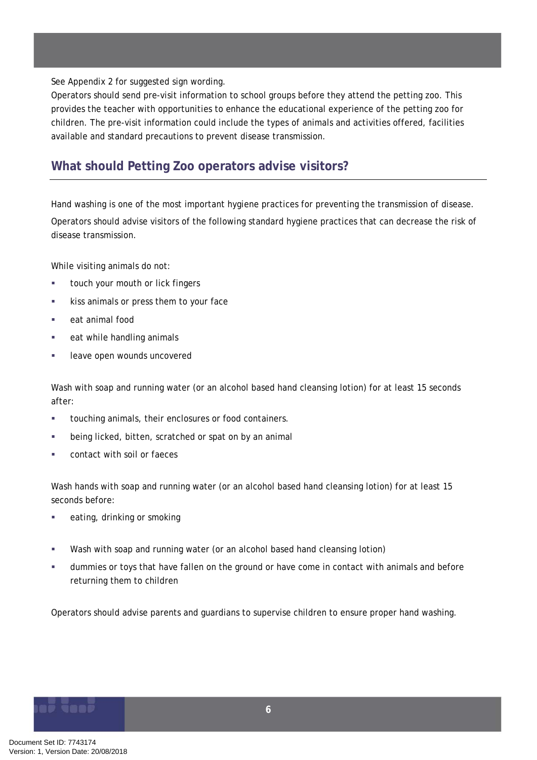See Appendix 2 for suggested sign wording.

Operators should send pre-visit information to school groups before they attend the petting zoo. This provides the teacher with opportunities to enhance the educational experience of the petting zoo for children. The pre-visit information could include the types of animals and activities offered, facilities available and standard precautions to prevent disease transmission.

## What should Petting Zoo operators advise visitors?

Hand washing is one of the most important hygiene practices for preventing the transmission of disease.

Operators should advise visitors of the following standard hygiene practices that can decrease the risk of disease transmission.

While visiting animals do not:

- touch your mouth or lick fingers
- kiss animals or press them to your face
- eat animal food
- eat while handling animals
- leave open wounds uncovered

Wash with soap and running water (or an alcohol based hand cleansing lotion) for at least 15 seconds after:

- touching animals, their enclosures or food containers.
- being licked, bitten, scratched or spat on by an animal
- contact with soil or faeces

Wash hands with soap and running water (or an alcohol based hand cleansing lotion) for at least 15 seconds before:

- eating, drinking or smoking

- Wash with soap and running water (or an alcohol based hand cleansing lotion)
- dummies or toys that have fallen on the ground or have come in contact with animals and before returning them to children

Operators should advise parents and guardians to supervise children to ensure proper hand washing.

Document Set ID: 7743174
Version: 1, Version Date: 20/08/2018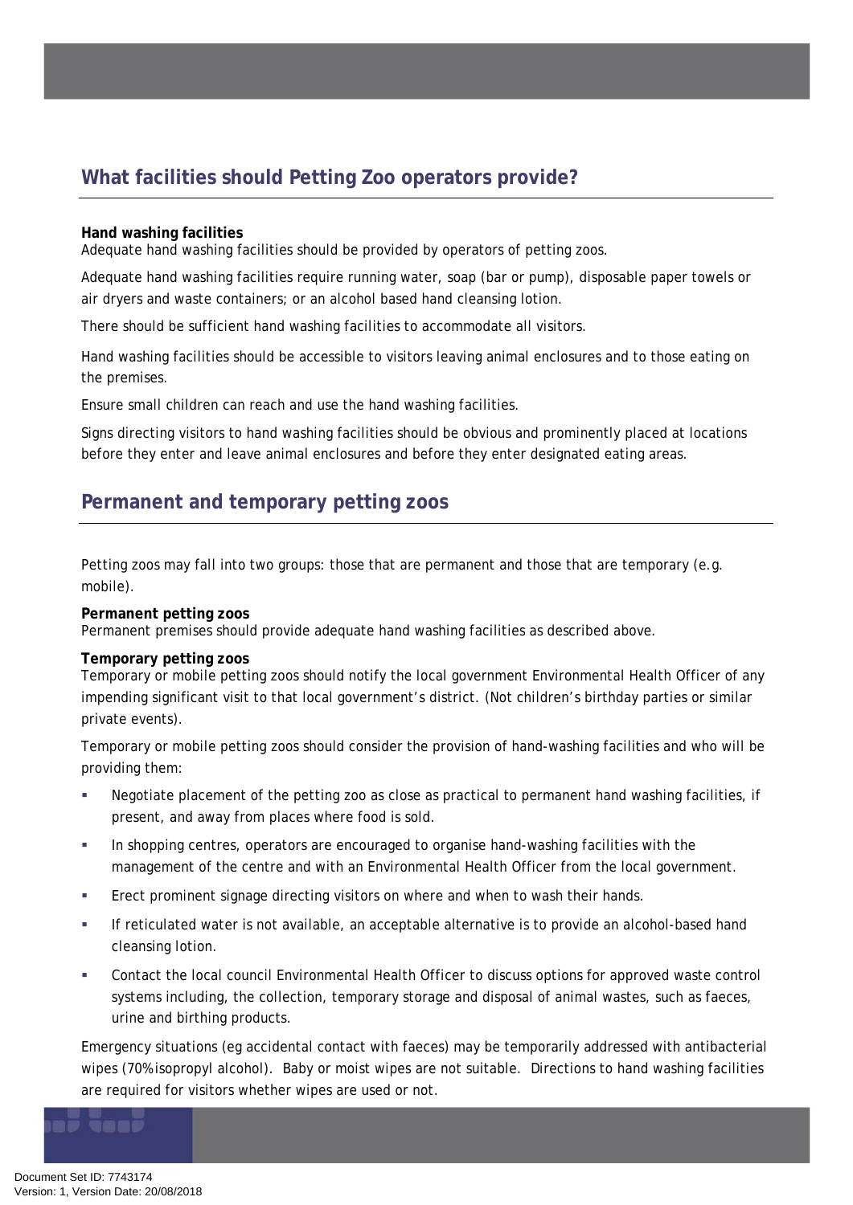## What facilities should Petting Zoo operators provide?

**Hand washing facilities**
Adequate hand washing facilities should be provided by operators of petting zoos.

Adequate hand washing facilities require running water, soap (bar or pump), disposable paper towels or air dryers and waste containers; or an alcohol based hand cleansing lotion.

There should be sufficient hand washing facilities to accommodate all visitors.

Hand washing facilities should be accessible to visitors leaving animal enclosures and to those eating on the premises.

Ensure small children can reach and use the hand washing facilities.

Signs directing visitors to hand washing facilities should be obvious and prominently placed at locations before they enter and leave animal enclosures and before they enter designated eating areas.

## Permanent and temporary petting zoos

Petting zoos may fall into two groups: those that are permanent and those that are temporary (e.g. mobile).

**Permanent petting zoos**
Permanent premises should provide adequate hand washing facilities as described above.

**Temporary petting zoos**
Temporary or mobile petting zoos should notify the local government Environmental Health Officer of any impending significant visit to that local government's district. (Not children's birthday parties or similar private events).

Temporary or mobile petting zoos should consider the provision of hand-washing facilities and who will be providing them:

- Negotiate placement of the petting zoo as close as practical to permanent hand washing facilities, if present, and away from places where food is sold.
- In shopping centres, operators are encouraged to organise hand-washing facilities with the management of the centre and with an Environmental Health Officer from the local government.
- Erect prominent signage directing visitors on where and when to wash their hands.
- If reticulated water is not available, an acceptable alternative is to provide an alcohol-based hand cleansing lotion.
- Contact the local council Environmental Health Officer to discuss options for approved waste control systems including, the collection, temporary storage and disposal of animal wastes, such as faeces, urine and birthing products.

Emergency situations (eg accidental contact with faeces) may be temporarily addressed with antibacterial wipes (70% isopropyl alcohol). Baby or moist wipes are not suitable. Directions to hand washing facilities are required for visitors whether wipes are used or not.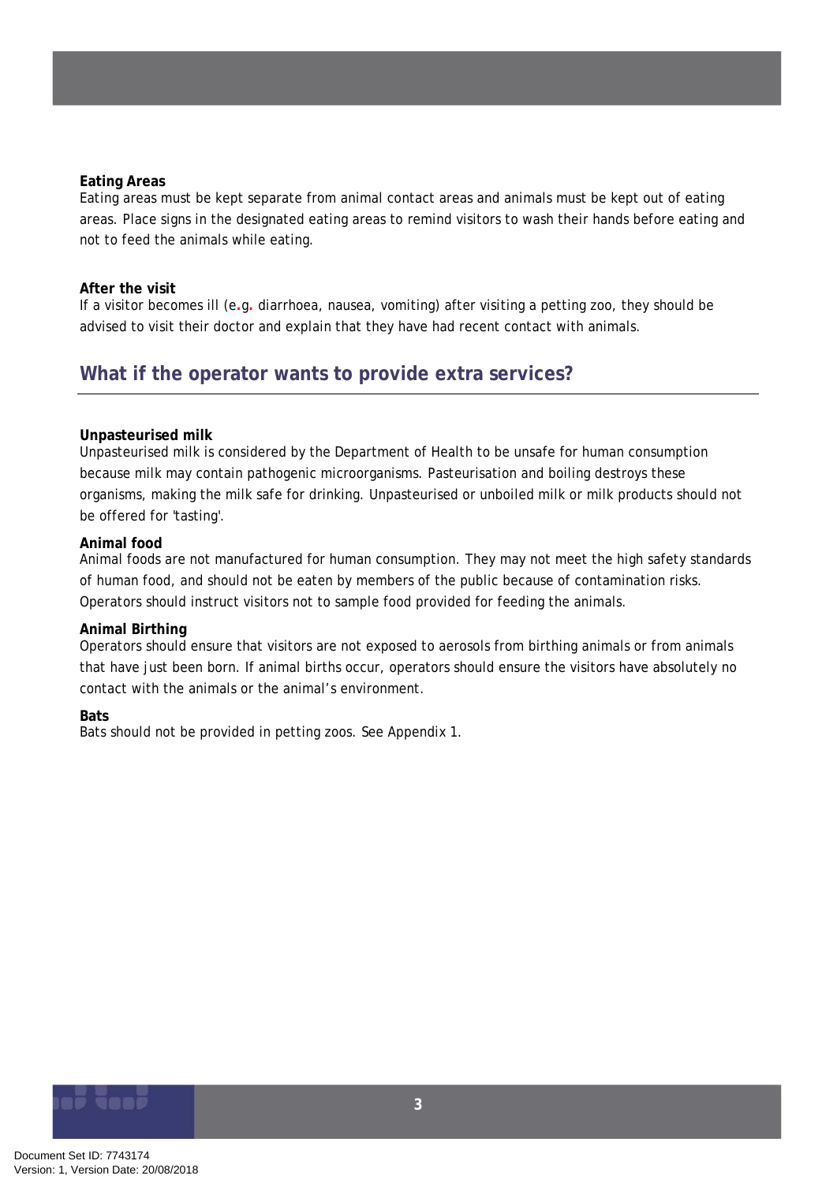**Eating Areas**

Eating areas must be kept separate from animal contact areas and animals must be kept out of eating areas. Place signs in the designated eating areas to remind visitors to wash their hands before eating and not to feed the animals while eating.

**After the visit**

If a visitor becomes ill (e.g. diarrhoea, nausea, vomiting) after visiting a petting zoo, they should be advised to visit their doctor and explain that they have had recent contact with animals.

## What if the operator wants to provide extra services?

**Unpasteurised milk**

Unpasteurised milk is considered by the Department of Health to be unsafe for human consumption because milk may contain pathogenic microorganisms. Pasteurisation and boiling destroys these organisms, making the milk safe for drinking. Unpasteurised or unboiled milk or milk products should not be offered for 'tasting'.

**Animal food**

Animal foods are not manufactured for human consumption. They may not meet the high safety standards of human food, and should not be eaten by members of the public because of contamination risks. Operators should instruct visitors not to sample food provided for feeding the animals.

**Animal Birthing**

Operators should ensure that visitors are not exposed to aerosols from birthing animals or from animals that have just been born. If animal births occur, operators should ensure the visitors have absolutely no contact with the animals or the animal's environment.

**Bats**

Bats should not be provided in petting zoos. See Appendix 1.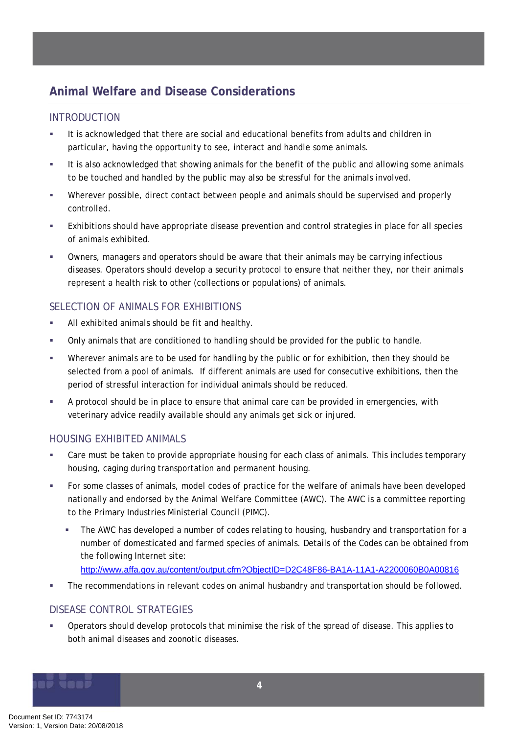## Animal Welfare and Disease Considerations

### INTRODUCTION

- It is acknowledged that there are social and educational benefits from adults and children in particular, having the opportunity to see, interact and handle some animals.
- It is also acknowledged that showing animals for the benefit of the public and allowing some animals to be touched and handled by the public may also be stressful for the animals involved.
- Wherever possible, direct contact between people and animals should be supervised and properly controlled.
- Exhibitions should have appropriate disease prevention and control strategies in place for all species of animals exhibited.
- Owners, managers and operators should be aware that their animals may be carrying infectious diseases. Operators should develop a security protocol to ensure that neither they, nor their animals represent a health risk to other (collections or populations) of animals.

### SELECTION OF ANIMALS FOR EXHIBITIONS

- All exhibited animals should be fit and healthy.
- Only animals that are conditioned to handling should be provided for the public to handle.
- Wherever animals are to be used for handling by the public or for exhibition, then they should be selected from a pool of animals. If different animals are used for consecutive exhibitions, then the period of stressful interaction for individual animals should be reduced.
- A protocol should be in place to ensure that animal care can be provided in emergencies, with veterinary advice readily available should any animals get sick or injured.

### HOUSING EXHIBITED ANIMALS

- Care must be taken to provide appropriate housing for each class of animals. This includes temporary housing, caging during transportation and permanent housing.
- For some classes of animals, model codes of practice for the welfare of animals have been developed nationally and endorsed by the Animal Welfare Committee (AWC). The AWC is a committee reporting to the Primary Industries Ministerial Council (PIMC).
  - The AWC has developed a number of codes relating to housing, husbandry and transportation for a number of domesticated and farmed species of animals. Details of the Codes can be obtained from the following Internet site:
    http://www.affa.gov.au/content/output.cfm?ObjectID=D2C48F86-BA1A-11A1-A2200060B0A00816
- The recommendations in relevant codes on animal husbandry and transportation should be followed.

### DISEASE CONTROL STRATEGIES

- Operators should develop protocols that minimise the risk of the spread of disease. This applies to both animal diseases and zoonotic diseases.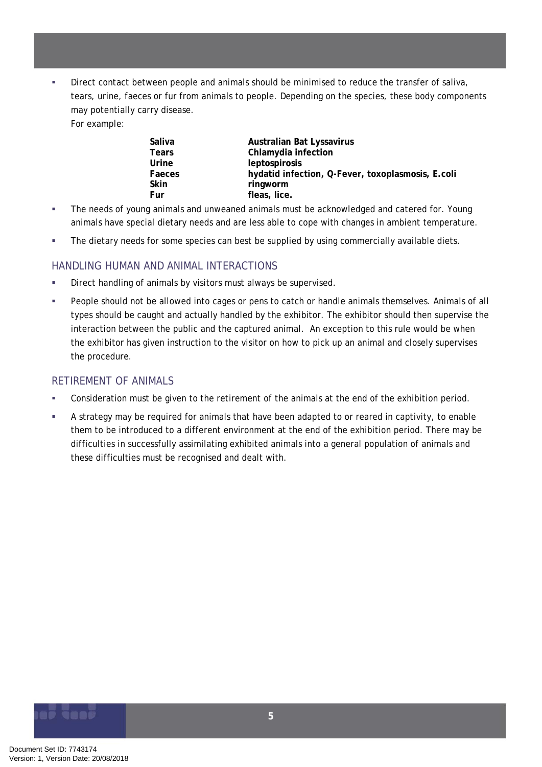- Direct contact between people and animals should be minimised to reduce the transfer of saliva, tears, urine, faeces or fur from animals to people. Depending on the species, these body components may potentially carry disease.
  For example:

  | | |
  |---|---|
  | **Saliva** | **Australian Bat Lyssavirus** |
  | **Tears** | **Chlamydia infection** |
  | **Urine** | **leptospirosis** |
  | **Faeces** | **hydatid infection, Q-Fever, toxoplasmosis, E.coli** |
  | **Skin** | **ringworm** |
  | **Fur** | **fleas, lice.** |

- The needs of young animals and unweaned animals must be acknowledged and catered for. Young animals have special dietary needs and are less able to cope with changes in ambient temperature.
- The dietary needs for some species can best be supplied by using commercially available diets.

## HANDLING HUMAN AND ANIMAL INTERACTIONS

- Direct handling of animals by visitors must always be supervised.
- People should not be allowed into cages or pens to catch or handle animals themselves. Animals of all types should be caught and actually handled by the exhibitor. The exhibitor should then supervise the interaction between the public and the captured animal. An exception to this rule would be when the exhibitor has given instruction to the visitor on how to pick up an animal and closely supervises the procedure.

## RETIREMENT OF ANIMALS

- Consideration must be given to the retirement of the animals at the end of the exhibition period.
- A strategy may be required for animals that have been adapted to or reared in captivity, to enable them to be introduced to a different environment at the end of the exhibition period. There may be difficulties in successfully assimilating exhibited animals into a general population of animals and these difficulties must be recognised and dealt with.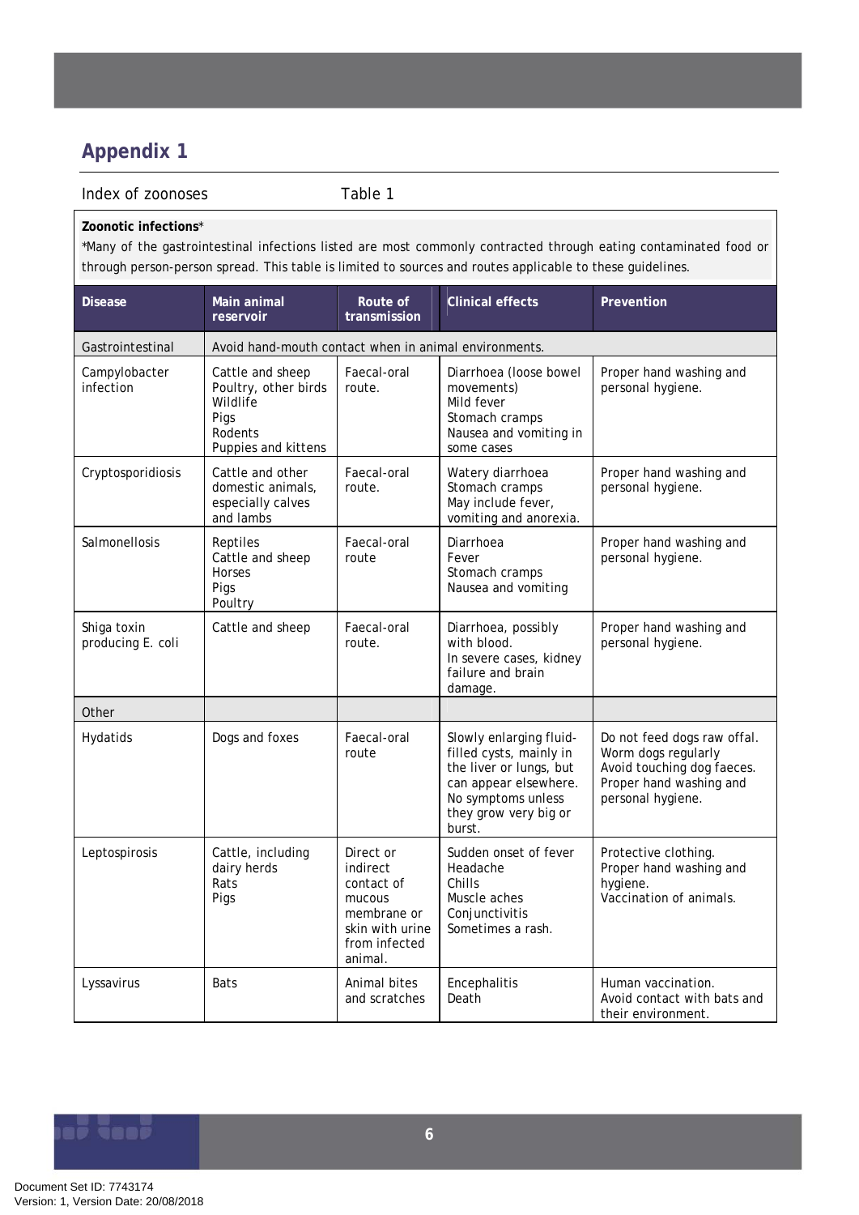## Appendix 1

Index of zoonoses                    Table 1

**Zoonotic infections***

*Many of the gastrointestinal infections listed are most commonly contracted through eating contaminated food or through person-person spread. This table is limited to sources and routes applicable to these guidelines.

| Disease | Main animal reservoir | Route of transmission | Clinical effects | Prevention |
|---|---|---|---|---|
| Gastrointestinal | Avoid hand-mouth contact when in animal environments. | | | |
| Campylobacter infection | Cattle and sheep<br>Poultry, other birds<br>Wildlife<br>Pigs<br>Rodents<br>Puppies and kittens | Faecal-oral route. | Diarrhoea (loose bowel movements)<br>Mild fever<br>Stomach cramps<br>Nausea and vomiting in some cases | Proper hand washing and personal hygiene. |
| Cryptosporidiosis | Cattle and other domestic animals, especially calves and lambs | Faecal-oral route. | Watery diarrhoea<br>Stomach cramps<br>May include fever, vomiting and anorexia. | Proper hand washing and personal hygiene. |
| Salmonellosis | Reptiles<br>Cattle and sheep<br>Horses<br>Pigs<br>Poultry | Faecal-oral route | Diarrhoea<br>Fever<br>Stomach cramps<br>Nausea and vomiting | Proper hand washing and personal hygiene. |
| Shiga toxin producing E. coli | Cattle and sheep | Faecal-oral route. | Diarrhoea, possibly with blood.<br>In severe cases, kidney failure and brain damage. | Proper hand washing and personal hygiene. |
| Other | | | | |
| Hydatids | Dogs and foxes | Faecal-oral route | Slowly enlarging fluid-filled cysts, mainly in the liver or lungs, but can appear elsewhere.<br>No symptoms unless they grow very big or burst. | Do not feed dogs raw offal.<br>Worm dogs regularly<br>Avoid touching dog faeces.<br>Proper hand washing and personal hygiene. |
| Leptospirosis | Cattle, including dairy herds<br>Rats<br>Pigs | Direct or indirect contact of mucous membrane or skin with urine from infected animal. | Sudden onset of fever<br>Headache<br>Chills<br>Muscle aches<br>Conjunctivitis<br>Sometimes a rash. | Protective clothing.<br>Proper hand washing and hygiene.<br>Vaccination of animals. |
| Lyssavirus | Bats | Animal bites and scratches | Encephalitis<br>Death | Human vaccination.<br>Avoid contact with bats and their environment. |

Document Set ID: 7743174
Version: 1, Version Date: 20/08/2018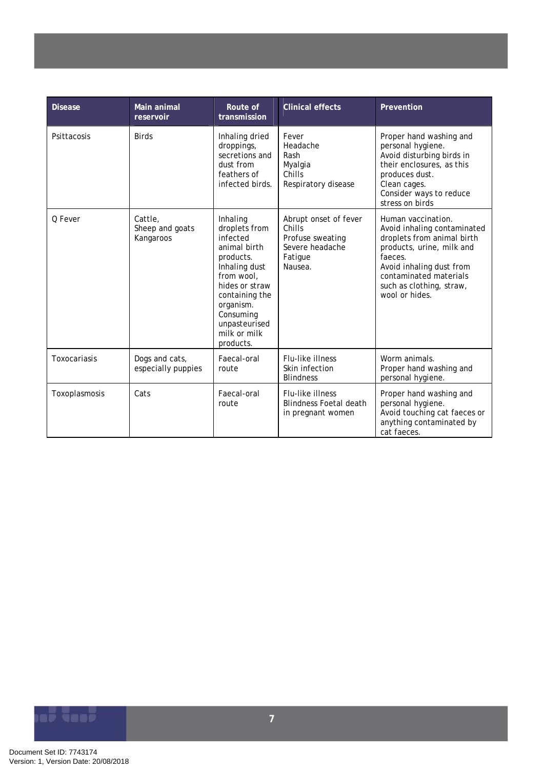| Disease | Main animal reservoir | Route of transmission | Clinical effects | Prevention |
|---|---|---|---|---|
| Psittacosis | Birds | Inhaling dried droppings, secretions and dust from feathers of infected birds. | Fever<br>Headache<br>Rash<br>Myalgia<br>Chills<br>Respiratory disease | Proper hand washing and personal hygiene.<br>Avoid disturbing birds in their enclosures, as this produces dust.<br>Clean cages.<br>Consider ways to reduce stress on birds |
| Q Fever | Cattle,<br>Sheep and goats<br>Kangaroos | Inhaling droplets from infected animal birth products.<br>Inhaling dust from wool, hides or straw containing the organism.<br>Consuming unpasteurised milk or milk products. | Abrupt onset of fever<br>Chills<br>Profuse sweating<br>Severe headache<br>Fatigue<br>Nausea. | Human vaccination.<br>Avoid inhaling contaminated droplets from animal birth products, urine, milk and faeces.<br>Avoid inhaling dust from contaminated materials such as clothing, straw, wool or hides. |
| Toxocariasis | Dogs and cats, especially puppies | Faecal-oral route | Flu-like illness<br>Skin infection<br>Blindness | Worm animals.<br>Proper hand washing and personal hygiene. |
| Toxoplasmosis | Cats | Faecal-oral route | Flu-like illness<br>Blindness Foetal death in pregnant women | Proper hand washing and personal hygiene.<br>Avoid touching cat faeces or anything contaminated by cat faeces. |

Document Set ID: 7743174
Version: 1, Version Date: 20/08/2018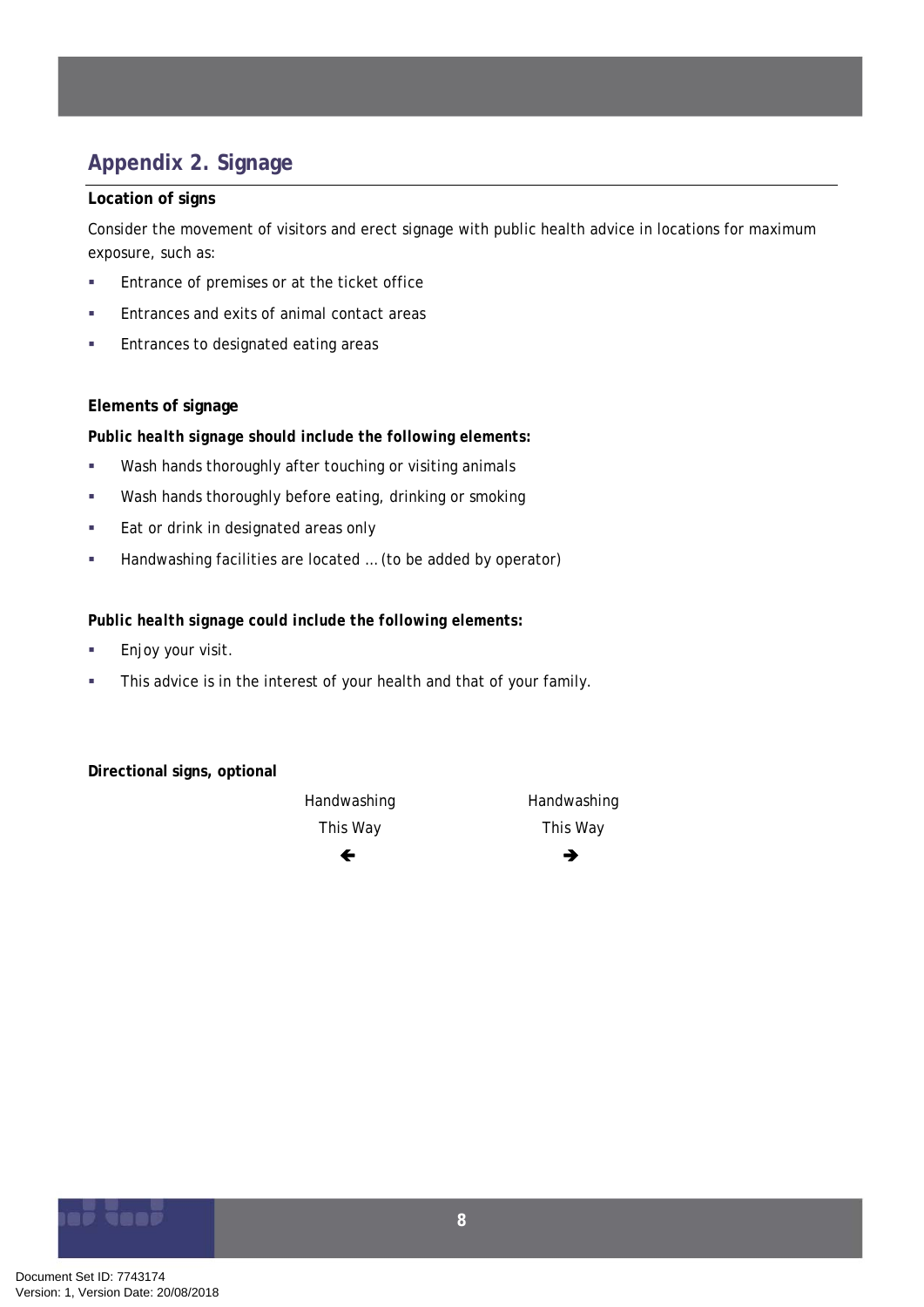## Appendix 2. Signage

**Location of signs**

Consider the movement of visitors and erect signage with public health advice in locations for maximum exposure, such as:

- Entrance of premises or at the ticket office
- Entrances and exits of animal contact areas
- Entrances to designated eating areas

**Elements of signage**

***Public health signage should include the following elements:***

- Wash hands thoroughly after touching or visiting animals
- Wash hands thoroughly before eating, drinking or smoking
- Eat or drink in designated areas only
- Handwashing facilities are located … (to be added by operator)

***Public health signage could include the following elements:***

- Enjoy your visit.
- This advice is in the interest of your health and that of your family.

**Directional signs, optional**

| Handwashing This Way ← | Handwashing This Way → |
|---|---|

Document Set ID: 7743174
Version: 1, Version Date: 20/08/2018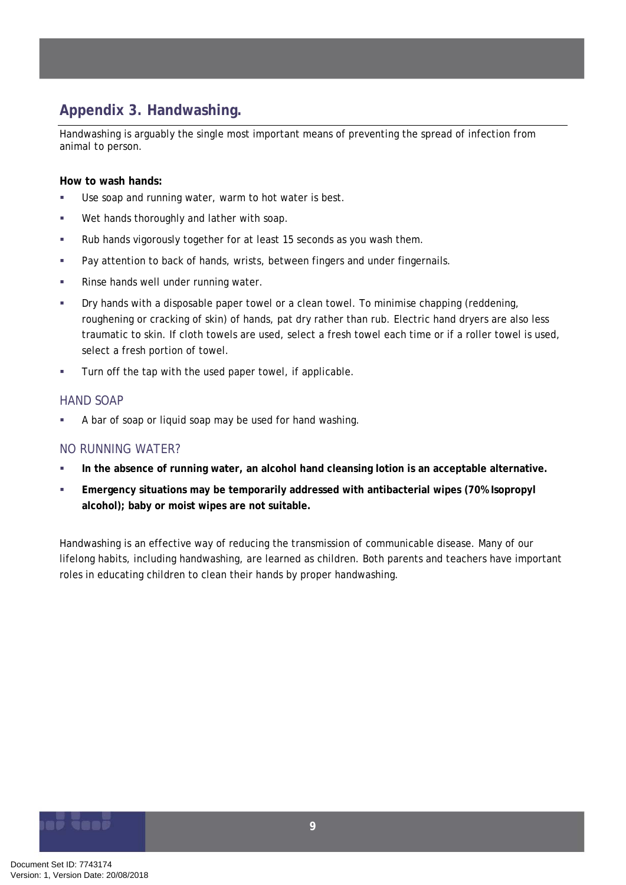## Appendix 3. Handwashing.

Handwashing is arguably the single most important means of preventing the spread of infection from animal to person.

**How to wash hands:**

- Use soap and running water, warm to hot water is best.
- Wet hands thoroughly and lather with soap.
- Rub hands vigorously together for at least 15 seconds as you wash them.
- Pay attention to back of hands, wrists, between fingers and under fingernails.
- Rinse hands well under running water.
- Dry hands with a disposable paper towel or a clean towel. To minimise chapping (reddening, roughening or cracking of skin) of hands, pat dry rather than rub. Electric hand dryers are also less traumatic to skin. If cloth towels are used, select a fresh towel each time or if a roller towel is used, select a fresh portion of towel.
- Turn off the tap with the used paper towel, if applicable.

### HAND SOAP

- A bar of soap or liquid soap may be used for hand washing.

### NO RUNNING WATER?

- **In the absence of running water, an alcohol hand cleansing lotion is an acceptable alternative.**
- **Emergency situations may be temporarily addressed with antibacterial wipes (70% Isopropyl alcohol); baby or moist wipes are not suitable.**

Handwashing is an effective way of reducing the transmission of communicable disease. Many of our lifelong habits, including handwashing, are learned as children. Both parents and teachers have important roles in educating children to clean their hands by proper handwashing.

Document Set ID: 7743174
Version: 1, Version Date: 20/08/2018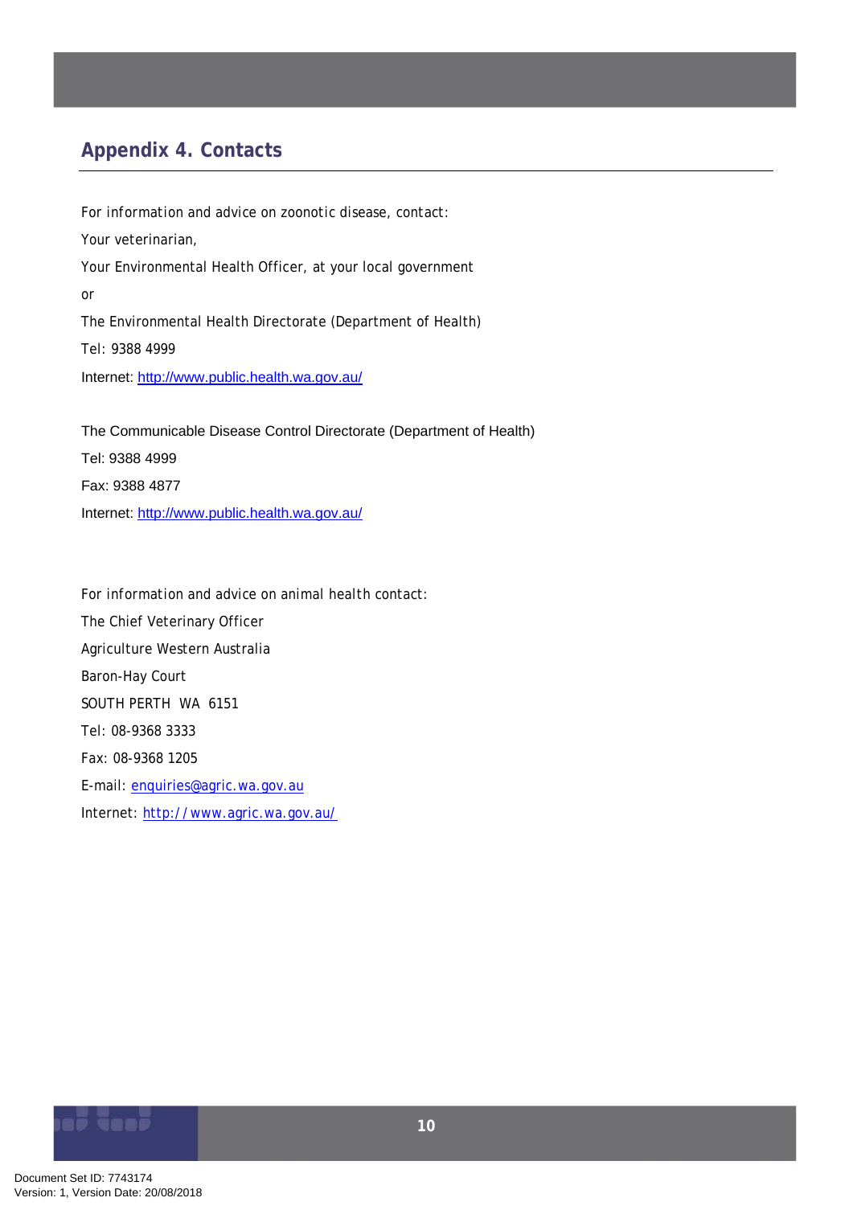## Appendix 4. Contacts

For information and advice on zoonotic disease, contact:

Your veterinarian,

Your Environmental Health Officer, at your local government

or

The Environmental Health Directorate (Department of Health)

Tel: 9388 4999

Internet: http://www.public.health.wa.gov.au/

The Communicable Disease Control Directorate (Department of Health)

Tel: 9388 4999

Fax: 9388 4877

Internet: http://www.public.health.wa.gov.au/

For information and advice on animal health contact:

The Chief Veterinary Officer

Agriculture Western Australia

Baron-Hay Court

SOUTH PERTH WA 6151

Tel: 08-9368 3333

Fax: 08-9368 1205

E-mail: enquiries@agric.wa.gov.au

Internet: http://www.agric.wa.gov.au/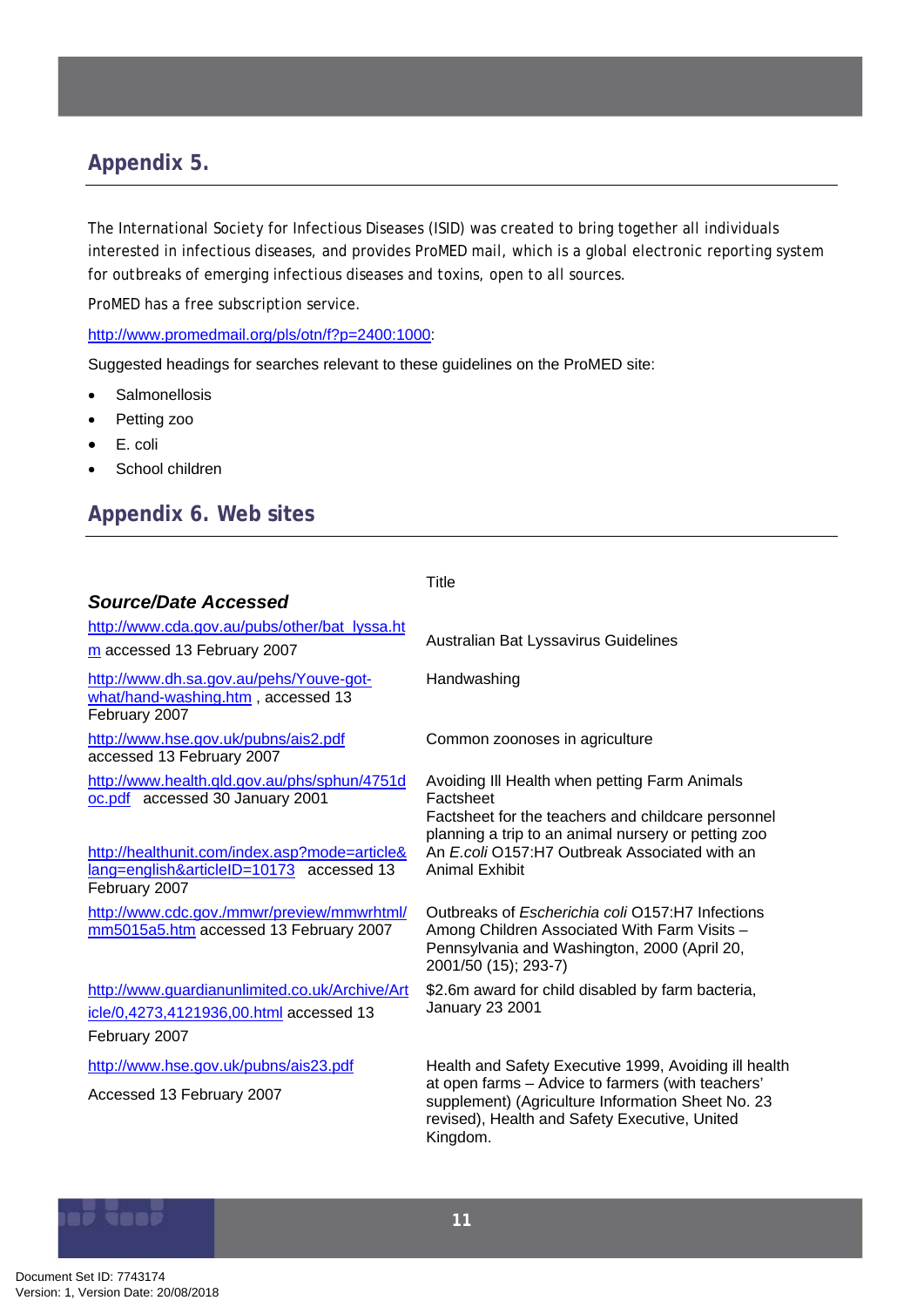## Appendix 5.

The International Society for Infectious Diseases (ISID) was created to bring together all individuals interested in infectious diseases, and provides ProMED mail, which is a global electronic reporting system for outbreaks of emerging infectious diseases and toxins, open to all sources.

ProMED has a free subscription service.

http://www.promedmail.org/pls/otn/f?p=2400:1000:

Suggested headings for searches relevant to these guidelines on the ProMED site:

- Salmonellosis
- Petting zoo
- E. coli
- School children

## Appendix 6. Web sites

| ***Source/Date Accessed*** | Title |
|---|---|
| http://www.cda.gov.au/pubs/other/bat_lyssa.htm accessed 13 February 2007 | Australian Bat Lyssavirus Guidelines |
| http://www.dh.sa.gov.au/pehs/Youve-got-what/hand-washing.htm , accessed 13 February 2007 | Handwashing |
| http://www.hse.gov.uk/pubns/ais2.pdf accessed 13 February 2007 | Common zoonoses in agriculture |
| http://www.health.qld.gov.au/phs/sphun/4751doc.pdf accessed 30 January 2001 | Avoiding Ill Health when petting Farm Animals Factsheet<br>Factsheet for the teachers and childcare personnel planning a trip to an animal nursery or petting zoo |
| http://healthunit.com/index.asp?mode=article&lang=english&articleID=10173 accessed 13 February 2007 | An *E.coli* O157:H7 Outbreak Associated with an Animal Exhibit |
| http://www.cdc.gov./mmwr/preview/mmwrhtml/mm5015a5.htm accessed 13 February 2007 | Outbreaks of *Escherichia coli* O157:H7 Infections Among Children Associated With Farm Visits – Pennsylvania and Washington, 2000 (April 20, 2001/50 (15); 293-7) |
| http://www.guardianunlimited.co.uk/Archive/Article/0,4273,4121936,00.html accessed 13 February 2007 | $2.6m award for child disabled by farm bacteria, January 23 2001 |
| http://www.hse.gov.uk/pubns/ais23.pdf<br>Accessed 13 February 2007 | Health and Safety Executive 1999, Avoiding ill health at open farms – Advice to farmers (with teachers' supplement) (Agriculture Information Sheet No. 23 revised), Health and Safety Executive, United Kingdom. |

Document Set ID: 7743174
Version: 1, Version Date: 20/08/2018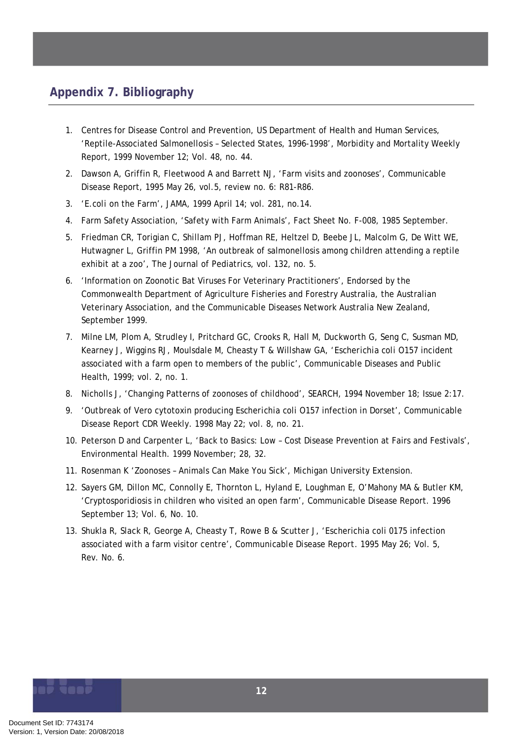## Appendix 7. Bibliography

1. Centres for Disease Control and Prevention, US Department of Health and Human Services, 'Reptile-Associated Salmonellosis – Selected States, 1996-1998', Morbidity and Mortality Weekly Report, 1999 November 12; Vol. 48, no. 44.
2. Dawson A, Griffin R, Fleetwood A and Barrett NJ, 'Farm visits and zoonoses', Communicable Disease Report, 1995 May 26, vol.5, review no. 6: R81-R86.
3. 'E.coli on the Farm', JAMA, 1999 April 14; vol. 281, no.14.
4. Farm Safety Association, 'Safety with Farm Animals', Fact Sheet No. F-008, 1985 September.
5. Friedman CR, Torigian C, Shillam PJ, Hoffman RE, Heltzel D, Beebe JL, Malcolm G, De Witt WE, Hutwagner L, Griffin PM 1998, 'An outbreak of salmonellosis among children attending a reptile exhibit at a zoo', The Journal of Pediatrics, vol. 132, no. 5.
6. 'Information on Zoonotic Bat Viruses For Veterinary Practitioners', Endorsed by the Commonwealth Department of Agriculture Fisheries and Forestry Australia, the Australian Veterinary Association, and the Communicable Diseases Network Australia New Zealand, September 1999.
7. Milne LM, Plom A, Strudley I, Pritchard GC, Crooks R, Hall M, Duckworth G, Seng C, Susman MD, Kearney J, Wiggins RJ, Moulsdale M, Cheasty T & Willshaw GA, 'Escherichia coli O157 incident associated with a farm open to members of the public', Communicable Diseases and Public Health, 1999; vol. 2, no. 1.
8. Nicholls J, 'Changing Patterns of zoonoses of childhood', SEARCH, 1994 November 18; Issue 2:17.
9. 'Outbreak of Vero cytotoxin producing Escherichia coli O157 infection in Dorset', Communicable Disease Report CDR Weekly. 1998 May 22; vol. 8, no. 21.
10. Peterson D and Carpenter L, 'Back to Basics: Low – Cost Disease Prevention at Fairs and Festivals', Environmental Health. 1999 November; 28, 32.
11. Rosenman K 'Zoonoses – Animals Can Make You Sick', Michigan University Extension.
12. Sayers GM, Dillon MC, Connolly E, Thornton L, Hyland E, Loughman E, O'Mahony MA & Butler KM, 'Cryptosporidiosis in children who visited an open farm', Communicable Disease Report. 1996 September 13; Vol. 6, No. 10.
13. Shukla R, Slack R, George A, Cheasty T, Rowe B & Scutter J, 'Escherichia coli 0175 infection associated with a farm visitor centre', Communicable Disease Report. 1995 May 26; Vol. 5, Rev. No. 6.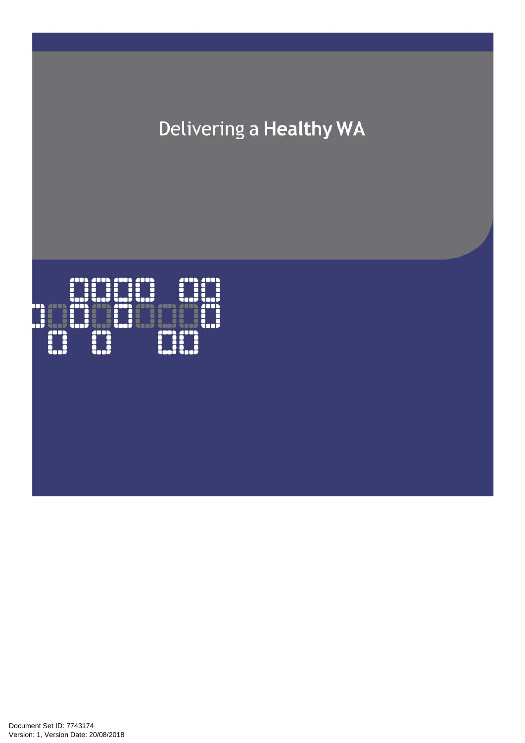Delivering a **Healthy WA**